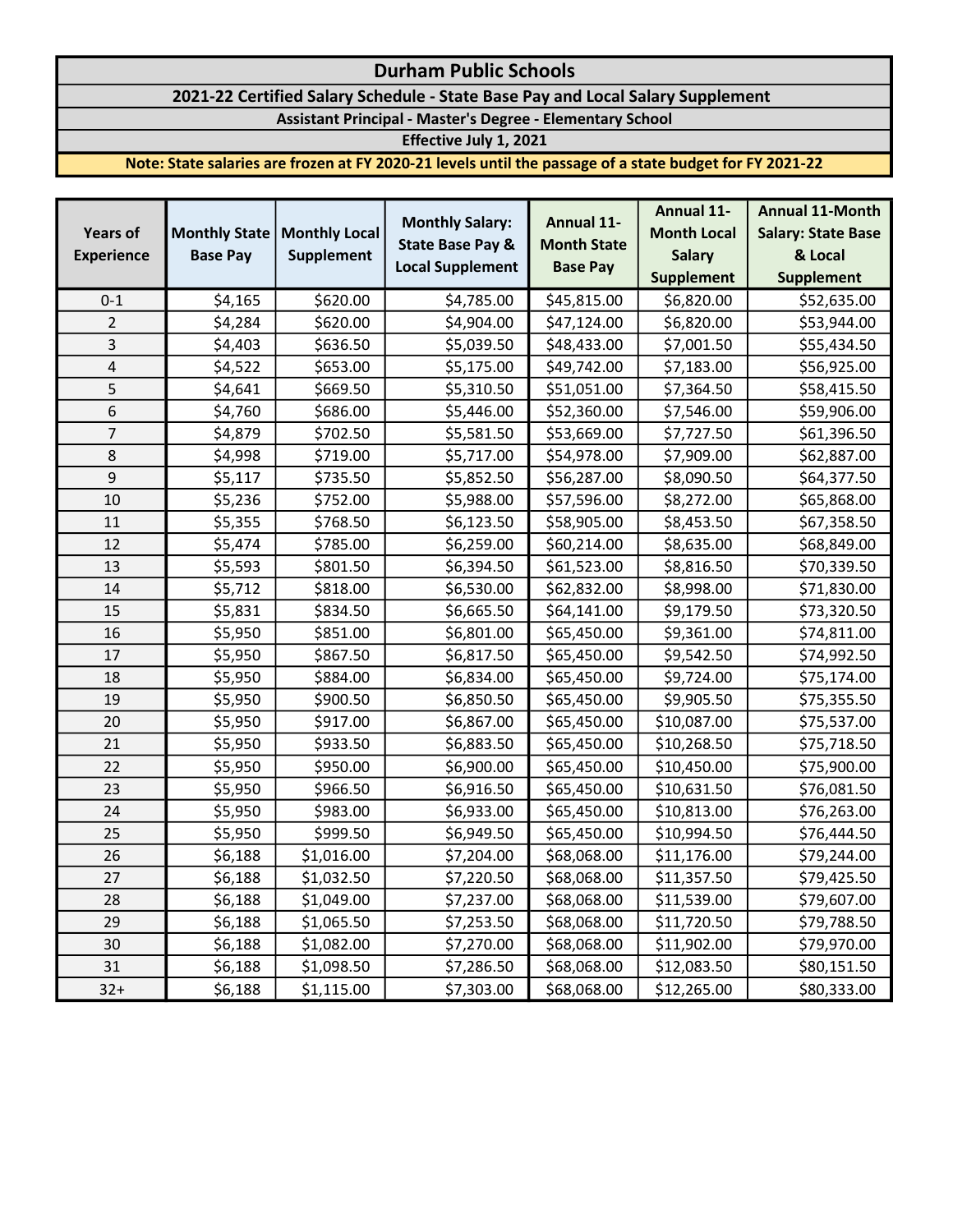# Durham Public Schools

## 2021-22 Certified Salary Schedule - State Base Pay and Local Salary Supplement

### Assistant Principal - Master's Degree - Elementary School

**Effective July 1, 2021**

**Note: State salaries are frozen at FY 2020-21 levels until the passage of a state budget for FY 2021-22**

| Years of Experience | Monthly State Base Pay | Monthly Local Supplement | Monthly Salary: State Base Pay & Local Supplement | Annual 11-Month State Base Pay | Annual 11-Month Local Salary Supplement | Annual 11-Month Salary: State Base & Local Supplement |
|---|---|---|---|---|---|---|
| 0-1 | $4,165 | $620.00 | $4,785.00 | $45,815.00 | $6,820.00 | $52,635.00 |
| 2 | $4,284 | $620.00 | $4,904.00 | $47,124.00 | $6,820.00 | $53,944.00 |
| 3 | $4,403 | $636.50 | $5,039.50 | $48,433.00 | $7,001.50 | $55,434.50 |
| 4 | $4,522 | $653.00 | $5,175.00 | $49,742.00 | $7,183.00 | $56,925.00 |
| 5 | $4,641 | $669.50 | $5,310.50 | $51,051.00 | $7,364.50 | $58,415.50 |
| 6 | $4,760 | $686.00 | $5,446.00 | $52,360.00 | $7,546.00 | $59,906.00 |
| 7 | $4,879 | $702.50 | $5,581.50 | $53,669.00 | $7,727.50 | $61,396.50 |
| 8 | $4,998 | $719.00 | $5,717.00 | $54,978.00 | $7,909.00 | $62,887.00 |
| 9 | $5,117 | $735.50 | $5,852.50 | $56,287.00 | $8,090.50 | $64,377.50 |
| 10 | $5,236 | $752.00 | $5,988.00 | $57,596.00 | $8,272.00 | $65,868.00 |
| 11 | $5,355 | $768.50 | $6,123.50 | $58,905.00 | $8,453.50 | $67,358.50 |
| 12 | $5,474 | $785.00 | $6,259.00 | $60,214.00 | $8,635.00 | $68,849.00 |
| 13 | $5,593 | $801.50 | $6,394.50 | $61,523.00 | $8,816.50 | $70,339.50 |
| 14 | $5,712 | $818.00 | $6,530.00 | $62,832.00 | $8,998.00 | $71,830.00 |
| 15 | $5,831 | $834.50 | $6,665.50 | $64,141.00 | $9,179.50 | $73,320.50 |
| 16 | $5,950 | $851.00 | $6,801.00 | $65,450.00 | $9,361.00 | $74,811.00 |
| 17 | $5,950 | $867.50 | $6,817.50 | $65,450.00 | $9,542.50 | $74,992.50 |
| 18 | $5,950 | $884.00 | $6,834.00 | $65,450.00 | $9,724.00 | $75,174.00 |
| 19 | $5,950 | $900.50 | $6,850.50 | $65,450.00 | $9,905.50 | $75,355.50 |
| 20 | $5,950 | $917.00 | $6,867.00 | $65,450.00 | $10,087.00 | $75,537.00 |
| 21 | $5,950 | $933.50 | $6,883.50 | $65,450.00 | $10,268.50 | $75,718.50 |
| 22 | $5,950 | $950.00 | $6,900.00 | $65,450.00 | $10,450.00 | $75,900.00 |
| 23 | $5,950 | $966.50 | $6,916.50 | $65,450.00 | $10,631.50 | $76,081.50 |
| 24 | $5,950 | $983.00 | $6,933.00 | $65,450.00 | $10,813.00 | $76,263.00 |
| 25 | $5,950 | $999.50 | $6,949.50 | $65,450.00 | $10,994.50 | $76,444.50 |
| 26 | $6,188 | $1,016.00 | $7,204.00 | $68,068.00 | $11,176.00 | $79,244.00 |
| 27 | $6,188 | $1,032.50 | $7,220.50 | $68,068.00 | $11,357.50 | $79,425.50 |
| 28 | $6,188 | $1,049.00 | $7,237.00 | $68,068.00 | $11,539.00 | $79,607.00 |
| 29 | $6,188 | $1,065.50 | $7,253.50 | $68,068.00 | $11,720.50 | $79,788.50 |
| 30 | $6,188 | $1,082.00 | $7,270.00 | $68,068.00 | $11,902.00 | $79,970.00 |
| 31 | $6,188 | $1,098.50 | $7,286.50 | $68,068.00 | $12,083.50 | $80,151.50 |
| 32+ | $6,188 | $1,115.00 | $7,303.00 | $68,068.00 | $12,265.00 | $80,333.00 |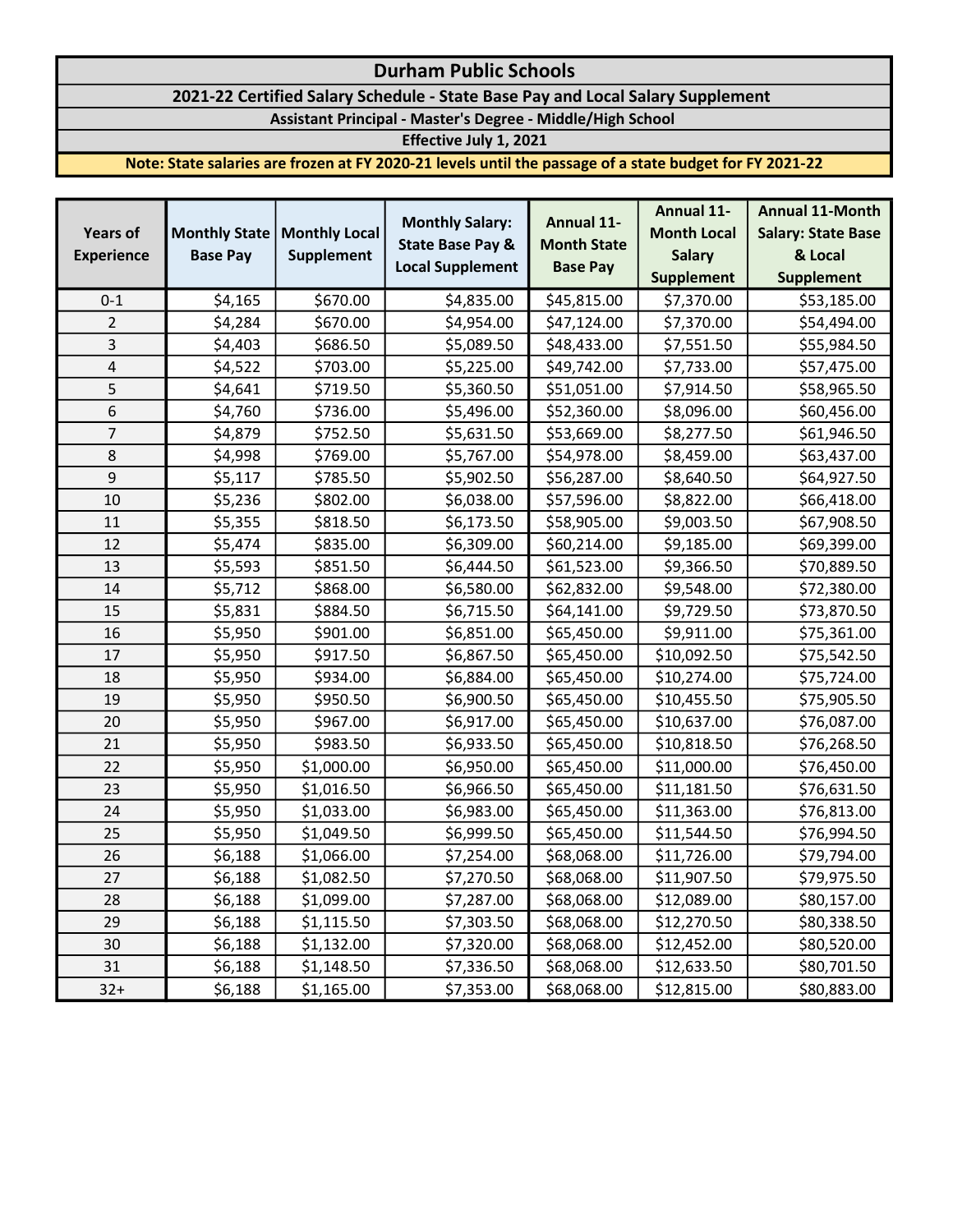# Durham Public Schools

## 2021-22 Certified Salary Schedule - State Base Pay and Local Salary Supplement

### Assistant Principal - Master's Degree - Middle/High School

**Effective July 1, 2021**

**Note: State salaries are frozen at FY 2020-21 levels until the passage of a state budget for FY 2021-22**

| Years of Experience | Monthly State Base Pay | Monthly Local Supplement | Monthly Salary: State Base Pay & Local Supplement | Annual 11-Month State Base Pay | Annual 11-Month Local Salary Supplement | Annual 11-Month Salary: State Base & Local Supplement |
|---|---|---|---|---|---|---|
| 0-1 | $4,165 | $670.00 | $4,835.00 | $45,815.00 | $7,370.00 | $53,185.00 |
| 2 | $4,284 | $670.00 | $4,954.00 | $47,124.00 | $7,370.00 | $54,494.00 |
| 3 | $4,403 | $686.50 | $5,089.50 | $48,433.00 | $7,551.50 | $55,984.50 |
| 4 | $4,522 | $703.00 | $5,225.00 | $49,742.00 | $7,733.00 | $57,475.00 |
| 5 | $4,641 | $719.50 | $5,360.50 | $51,051.00 | $7,914.50 | $58,965.50 |
| 6 | $4,760 | $736.00 | $5,496.00 | $52,360.00 | $8,096.00 | $60,456.00 |
| 7 | $4,879 | $752.50 | $5,631.50 | $53,669.00 | $8,277.50 | $61,946.50 |
| 8 | $4,998 | $769.00 | $5,767.00 | $54,978.00 | $8,459.00 | $63,437.00 |
| 9 | $5,117 | $785.50 | $5,902.50 | $56,287.00 | $8,640.50 | $64,927.50 |
| 10 | $5,236 | $802.00 | $6,038.00 | $57,596.00 | $8,822.00 | $66,418.00 |
| 11 | $5,355 | $818.50 | $6,173.50 | $58,905.00 | $9,003.50 | $67,908.50 |
| 12 | $5,474 | $835.00 | $6,309.00 | $60,214.00 | $9,185.00 | $69,399.00 |
| 13 | $5,593 | $851.50 | $6,444.50 | $61,523.00 | $9,366.50 | $70,889.50 |
| 14 | $5,712 | $868.00 | $6,580.00 | $62,832.00 | $9,548.00 | $72,380.00 |
| 15 | $5,831 | $884.50 | $6,715.50 | $64,141.00 | $9,729.50 | $73,870.50 |
| 16 | $5,950 | $901.00 | $6,851.00 | $65,450.00 | $9,911.00 | $75,361.00 |
| 17 | $5,950 | $917.50 | $6,867.50 | $65,450.00 | $10,092.50 | $75,542.50 |
| 18 | $5,950 | $934.00 | $6,884.00 | $65,450.00 | $10,274.00 | $75,724.00 |
| 19 | $5,950 | $950.50 | $6,900.50 | $65,450.00 | $10,455.50 | $75,905.50 |
| 20 | $5,950 | $967.00 | $6,917.00 | $65,450.00 | $10,637.00 | $76,087.00 |
| 21 | $5,950 | $983.50 | $6,933.50 | $65,450.00 | $10,818.50 | $76,268.50 |
| 22 | $5,950 | $1,000.00 | $6,950.00 | $65,450.00 | $11,000.00 | $76,450.00 |
| 23 | $5,950 | $1,016.50 | $6,966.50 | $65,450.00 | $11,181.50 | $76,631.50 |
| 24 | $5,950 | $1,033.00 | $6,983.00 | $65,450.00 | $11,363.00 | $76,813.00 |
| 25 | $5,950 | $1,049.50 | $6,999.50 | $65,450.00 | $11,544.50 | $76,994.50 |
| 26 | $6,188 | $1,066.00 | $7,254.00 | $68,068.00 | $11,726.00 | $79,794.00 |
| 27 | $6,188 | $1,082.50 | $7,270.50 | $68,068.00 | $11,907.50 | $79,975.50 |
| 28 | $6,188 | $1,099.00 | $7,287.00 | $68,068.00 | $12,089.00 | $80,157.00 |
| 29 | $6,188 | $1,115.50 | $7,303.50 | $68,068.00 | $12,270.50 | $80,338.50 |
| 30 | $6,188 | $1,132.00 | $7,320.00 | $68,068.00 | $12,452.00 | $80,520.00 |
| 31 | $6,188 | $1,148.50 | $7,336.50 | $68,068.00 | $12,633.50 | $80,701.50 |
| 32+ | $6,188 | $1,165.00 | $7,353.00 | $68,068.00 | $12,815.00 | $80,883.00 |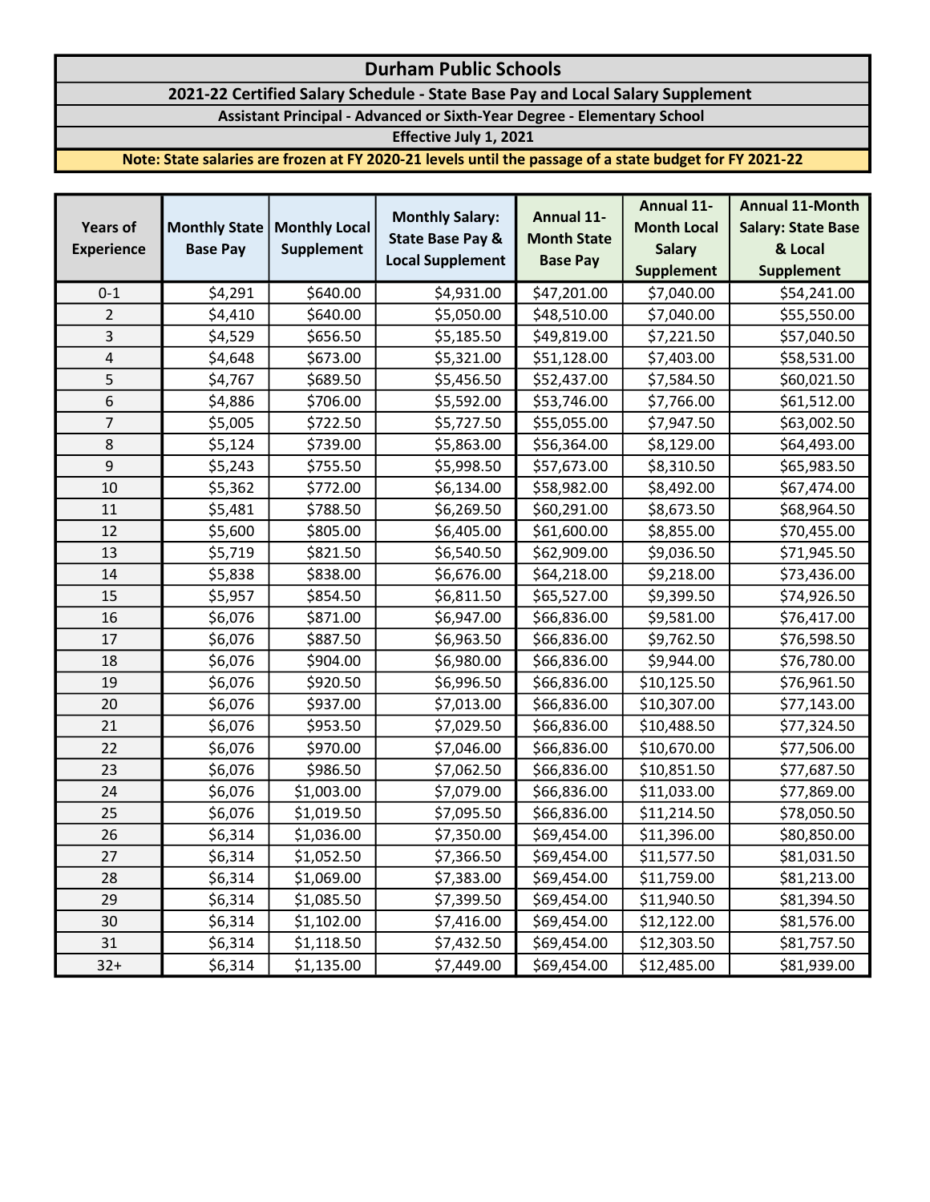# Durham Public Schools

## 2021-22 Certified Salary Schedule - State Base Pay and Local Salary Supplement

### Assistant Principal - Advanced or Sixth-Year Degree - Elementary School

**Effective July 1, 2021**

**Note: State salaries are frozen at FY 2020-21 levels until the passage of a state budget for FY 2021-22**

| Years of Experience | Monthly State Base Pay | Monthly Local Supplement | Monthly Salary: State Base Pay & Local Supplement | Annual 11-Month State Base Pay | Annual 11-Month Local Salary Supplement | Annual 11-Month Salary: State Base & Local Supplement |
|---|---|---|---|---|---|---|
| 0-1 | $4,291 | $640.00 | $4,931.00 | $47,201.00 | $7,040.00 | $54,241.00 |
| 2 | $4,410 | $640.00 | $5,050.00 | $48,510.00 | $7,040.00 | $55,550.00 |
| 3 | $4,529 | $656.50 | $5,185.50 | $49,819.00 | $7,221.50 | $57,040.50 |
| 4 | $4,648 | $673.00 | $5,321.00 | $51,128.00 | $7,403.00 | $58,531.00 |
| 5 | $4,767 | $689.50 | $5,456.50 | $52,437.00 | $7,584.50 | $60,021.50 |
| 6 | $4,886 | $706.00 | $5,592.00 | $53,746.00 | $7,766.00 | $61,512.00 |
| 7 | $5,005 | $722.50 | $5,727.50 | $55,055.00 | $7,947.50 | $63,002.50 |
| 8 | $5,124 | $739.00 | $5,863.00 | $56,364.00 | $8,129.00 | $64,493.00 |
| 9 | $5,243 | $755.50 | $5,998.50 | $57,673.00 | $8,310.50 | $65,983.50 |
| 10 | $5,362 | $772.00 | $6,134.00 | $58,982.00 | $8,492.00 | $67,474.00 |
| 11 | $5,481 | $788.50 | $6,269.50 | $60,291.00 | $8,673.50 | $68,964.50 |
| 12 | $5,600 | $805.00 | $6,405.00 | $61,600.00 | $8,855.00 | $70,455.00 |
| 13 | $5,719 | $821.50 | $6,540.50 | $62,909.00 | $9,036.50 | $71,945.50 |
| 14 | $5,838 | $838.00 | $6,676.00 | $64,218.00 | $9,218.00 | $73,436.00 |
| 15 | $5,957 | $854.50 | $6,811.50 | $65,527.00 | $9,399.50 | $74,926.50 |
| 16 | $6,076 | $871.00 | $6,947.00 | $66,836.00 | $9,581.00 | $76,417.00 |
| 17 | $6,076 | $887.50 | $6,963.50 | $66,836.00 | $9,762.50 | $76,598.50 |
| 18 | $6,076 | $904.00 | $6,980.00 | $66,836.00 | $9,944.00 | $76,780.00 |
| 19 | $6,076 | $920.50 | $6,996.50 | $66,836.00 | $10,125.50 | $76,961.50 |
| 20 | $6,076 | $937.00 | $7,013.00 | $66,836.00 | $10,307.00 | $77,143.00 |
| 21 | $6,076 | $953.50 | $7,029.50 | $66,836.00 | $10,488.50 | $77,324.50 |
| 22 | $6,076 | $970.00 | $7,046.00 | $66,836.00 | $10,670.00 | $77,506.00 |
| 23 | $6,076 | $986.50 | $7,062.50 | $66,836.00 | $10,851.50 | $77,687.50 |
| 24 | $6,076 | $1,003.00 | $7,079.00 | $66,836.00 | $11,033.00 | $77,869.00 |
| 25 | $6,076 | $1,019.50 | $7,095.50 | $66,836.00 | $11,214.50 | $78,050.50 |
| 26 | $6,314 | $1,036.00 | $7,350.00 | $69,454.00 | $11,396.00 | $80,850.00 |
| 27 | $6,314 | $1,052.50 | $7,366.50 | $69,454.00 | $11,577.50 | $81,031.50 |
| 28 | $6,314 | $1,069.00 | $7,383.00 | $69,454.00 | $11,759.00 | $81,213.00 |
| 29 | $6,314 | $1,085.50 | $7,399.50 | $69,454.00 | $11,940.50 | $81,394.50 |
| 30 | $6,314 | $1,102.00 | $7,416.00 | $69,454.00 | $12,122.00 | $81,576.00 |
| 31 | $6,314 | $1,118.50 | $7,432.50 | $69,454.00 | $12,303.50 | $81,757.50 |
| 32+ | $6,314 | $1,135.00 | $7,449.00 | $69,454.00 | $12,485.00 | $81,939.00 |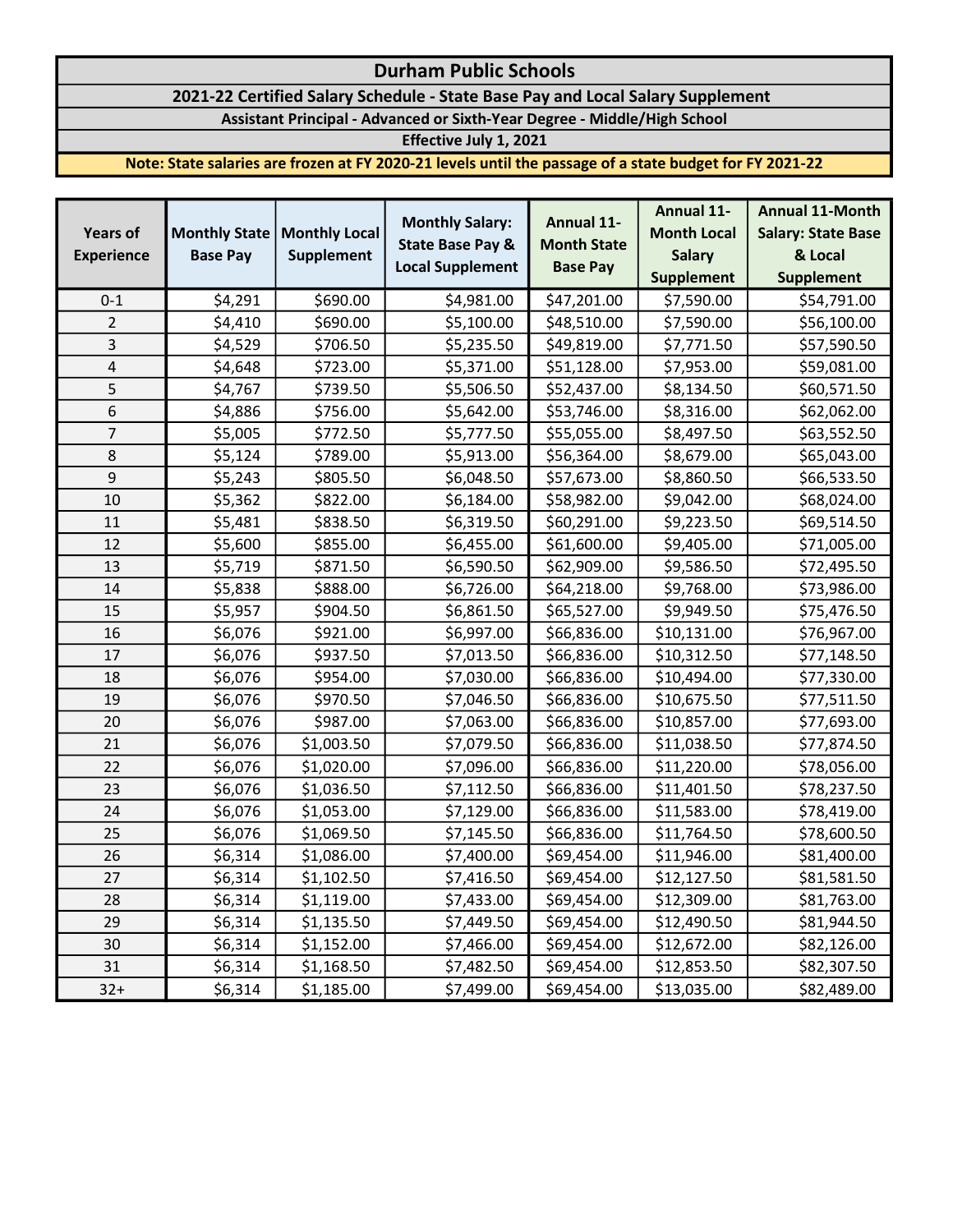# Durham Public Schools

## 2021-22 Certified Salary Schedule - State Base Pay and Local Salary Supplement

### Assistant Principal - Advanced or Sixth-Year Degree - Middle/High School

**Effective July 1, 2021**

**Note: State salaries are frozen at FY 2020-21 levels until the passage of a state budget for FY 2021-22**

| Years of Experience | Monthly State Base Pay | Monthly Local Supplement | Monthly Salary: State Base Pay & Local Supplement | Annual 11-Month State Base Pay | Annual 11-Month Local Salary Supplement | Annual 11-Month Salary: State Base & Local Supplement |
|---|---|---|---|---|---|---|
| 0-1 | $4,291 | $690.00 | $4,981.00 | $47,201.00 | $7,590.00 | $54,791.00 |
| 2 | $4,410 | $690.00 | $5,100.00 | $48,510.00 | $7,590.00 | $56,100.00 |
| 3 | $4,529 | $706.50 | $5,235.50 | $49,819.00 | $7,771.50 | $57,590.50 |
| 4 | $4,648 | $723.00 | $5,371.00 | $51,128.00 | $7,953.00 | $59,081.00 |
| 5 | $4,767 | $739.50 | $5,506.50 | $52,437.00 | $8,134.50 | $60,571.50 |
| 6 | $4,886 | $756.00 | $5,642.00 | $53,746.00 | $8,316.00 | $62,062.00 |
| 7 | $5,005 | $772.50 | $5,777.50 | $55,055.00 | $8,497.50 | $63,552.50 |
| 8 | $5,124 | $789.00 | $5,913.00 | $56,364.00 | $8,679.00 | $65,043.00 |
| 9 | $5,243 | $805.50 | $6,048.50 | $57,673.00 | $8,860.50 | $66,533.50 |
| 10 | $5,362 | $822.00 | $6,184.00 | $58,982.00 | $9,042.00 | $68,024.00 |
| 11 | $5,481 | $838.50 | $6,319.50 | $60,291.00 | $9,223.50 | $69,514.50 |
| 12 | $5,600 | $855.00 | $6,455.00 | $61,600.00 | $9,405.00 | $71,005.00 |
| 13 | $5,719 | $871.50 | $6,590.50 | $62,909.00 | $9,586.50 | $72,495.50 |
| 14 | $5,838 | $888.00 | $6,726.00 | $64,218.00 | $9,768.00 | $73,986.00 |
| 15 | $5,957 | $904.50 | $6,861.50 | $65,527.00 | $9,949.50 | $75,476.50 |
| 16 | $6,076 | $921.00 | $6,997.00 | $66,836.00 | $10,131.00 | $76,967.00 |
| 17 | $6,076 | $937.50 | $7,013.50 | $66,836.00 | $10,312.50 | $77,148.50 |
| 18 | $6,076 | $954.00 | $7,030.00 | $66,836.00 | $10,494.00 | $77,330.00 |
| 19 | $6,076 | $970.50 | $7,046.50 | $66,836.00 | $10,675.50 | $77,511.50 |
| 20 | $6,076 | $987.00 | $7,063.00 | $66,836.00 | $10,857.00 | $77,693.00 |
| 21 | $6,076 | $1,003.50 | $7,079.50 | $66,836.00 | $11,038.50 | $77,874.50 |
| 22 | $6,076 | $1,020.00 | $7,096.00 | $66,836.00 | $11,220.00 | $78,056.00 |
| 23 | $6,076 | $1,036.50 | $7,112.50 | $66,836.00 | $11,401.50 | $78,237.50 |
| 24 | $6,076 | $1,053.00 | $7,129.00 | $66,836.00 | $11,583.00 | $78,419.00 |
| 25 | $6,076 | $1,069.50 | $7,145.50 | $66,836.00 | $11,764.50 | $78,600.50 |
| 26 | $6,314 | $1,086.00 | $7,400.00 | $69,454.00 | $11,946.00 | $81,400.00 |
| 27 | $6,314 | $1,102.50 | $7,416.50 | $69,454.00 | $12,127.50 | $81,581.50 |
| 28 | $6,314 | $1,119.00 | $7,433.00 | $69,454.00 | $12,309.00 | $81,763.00 |
| 29 | $6,314 | $1,135.50 | $7,449.50 | $69,454.00 | $12,490.50 | $81,944.50 |
| 30 | $6,314 | $1,152.00 | $7,466.00 | $69,454.00 | $12,672.00 | $82,126.00 |
| 31 | $6,314 | $1,168.50 | $7,482.50 | $69,454.00 | $12,853.50 | $82,307.50 |
| 32+ | $6,314 | $1,185.00 | $7,499.00 | $69,454.00 | $13,035.00 | $82,489.00 |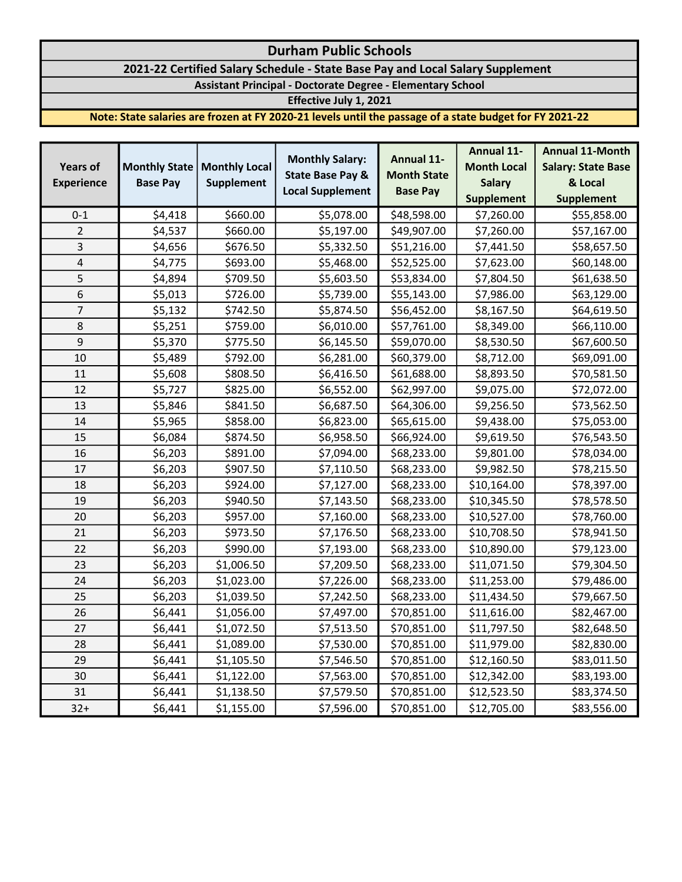# Durham Public Schools

## 2021-22 Certified Salary Schedule - State Base Pay and Local Salary Supplement

### Assistant Principal - Doctorate Degree - Elementary School

Effective July 1, 2021

**Note: State salaries are frozen at FY 2020-21 levels until the passage of a state budget for FY 2021-22**

| Years of Experience | Monthly State Base Pay | Monthly Local Supplement | Monthly Salary: State Base Pay & Local Supplement | Annual 11-Month State Base Pay | Annual 11-Month Local Salary Supplement | Annual 11-Month Salary: State Base & Local Supplement |
|---|---|---|---|---|---|---|
| 0-1 | $4,418 | $660.00 | $5,078.00 | $48,598.00 | $7,260.00 | $55,858.00 |
| 2 | $4,537 | $660.00 | $5,197.00 | $49,907.00 | $7,260.00 | $57,167.00 |
| 3 | $4,656 | $676.50 | $5,332.50 | $51,216.00 | $7,441.50 | $58,657.50 |
| 4 | $4,775 | $693.00 | $5,468.00 | $52,525.00 | $7,623.00 | $60,148.00 |
| 5 | $4,894 | $709.50 | $5,603.50 | $53,834.00 | $7,804.50 | $61,638.50 |
| 6 | $5,013 | $726.00 | $5,739.00 | $55,143.00 | $7,986.00 | $63,129.00 |
| 7 | $5,132 | $742.50 | $5,874.50 | $56,452.00 | $8,167.50 | $64,619.50 |
| 8 | $5,251 | $759.00 | $6,010.00 | $57,761.00 | $8,349.00 | $66,110.00 |
| 9 | $5,370 | $775.50 | $6,145.50 | $59,070.00 | $8,530.50 | $67,600.50 |
| 10 | $5,489 | $792.00 | $6,281.00 | $60,379.00 | $8,712.00 | $69,091.00 |
| 11 | $5,608 | $808.50 | $6,416.50 | $61,688.00 | $8,893.50 | $70,581.50 |
| 12 | $5,727 | $825.00 | $6,552.00 | $62,997.00 | $9,075.00 | $72,072.00 |
| 13 | $5,846 | $841.50 | $6,687.50 | $64,306.00 | $9,256.50 | $73,562.50 |
| 14 | $5,965 | $858.00 | $6,823.00 | $65,615.00 | $9,438.00 | $75,053.00 |
| 15 | $6,084 | $874.50 | $6,958.50 | $66,924.00 | $9,619.50 | $76,543.50 |
| 16 | $6,203 | $891.00 | $7,094.00 | $68,233.00 | $9,801.00 | $78,034.00 |
| 17 | $6,203 | $907.50 | $7,110.50 | $68,233.00 | $9,982.50 | $78,215.50 |
| 18 | $6,203 | $924.00 | $7,127.00 | $68,233.00 | $10,164.00 | $78,397.00 |
| 19 | $6,203 | $940.50 | $7,143.50 | $68,233.00 | $10,345.50 | $78,578.50 |
| 20 | $6,203 | $957.00 | $7,160.00 | $68,233.00 | $10,527.00 | $78,760.00 |
| 21 | $6,203 | $973.50 | $7,176.50 | $68,233.00 | $10,708.50 | $78,941.50 |
| 22 | $6,203 | $990.00 | $7,193.00 | $68,233.00 | $10,890.00 | $79,123.00 |
| 23 | $6,203 | $1,006.50 | $7,209.50 | $68,233.00 | $11,071.50 | $79,304.50 |
| 24 | $6,203 | $1,023.00 | $7,226.00 | $68,233.00 | $11,253.00 | $79,486.00 |
| 25 | $6,203 | $1,039.50 | $7,242.50 | $68,233.00 | $11,434.50 | $79,667.50 |
| 26 | $6,441 | $1,056.00 | $7,497.00 | $70,851.00 | $11,616.00 | $82,467.00 |
| 27 | $6,441 | $1,072.50 | $7,513.50 | $70,851.00 | $11,797.50 | $82,648.50 |
| 28 | $6,441 | $1,089.00 | $7,530.00 | $70,851.00 | $11,979.00 | $82,830.00 |
| 29 | $6,441 | $1,105.50 | $7,546.50 | $70,851.00 | $12,160.50 | $83,011.50 |
| 30 | $6,441 | $1,122.00 | $7,563.00 | $70,851.00 | $12,342.00 | $83,193.00 |
| 31 | $6,441 | $1,138.50 | $7,579.50 | $70,851.00 | $12,523.50 | $83,374.50 |
| 32+ | $6,441 | $1,155.00 | $7,596.00 | $70,851.00 | $12,705.00 | $83,556.00 |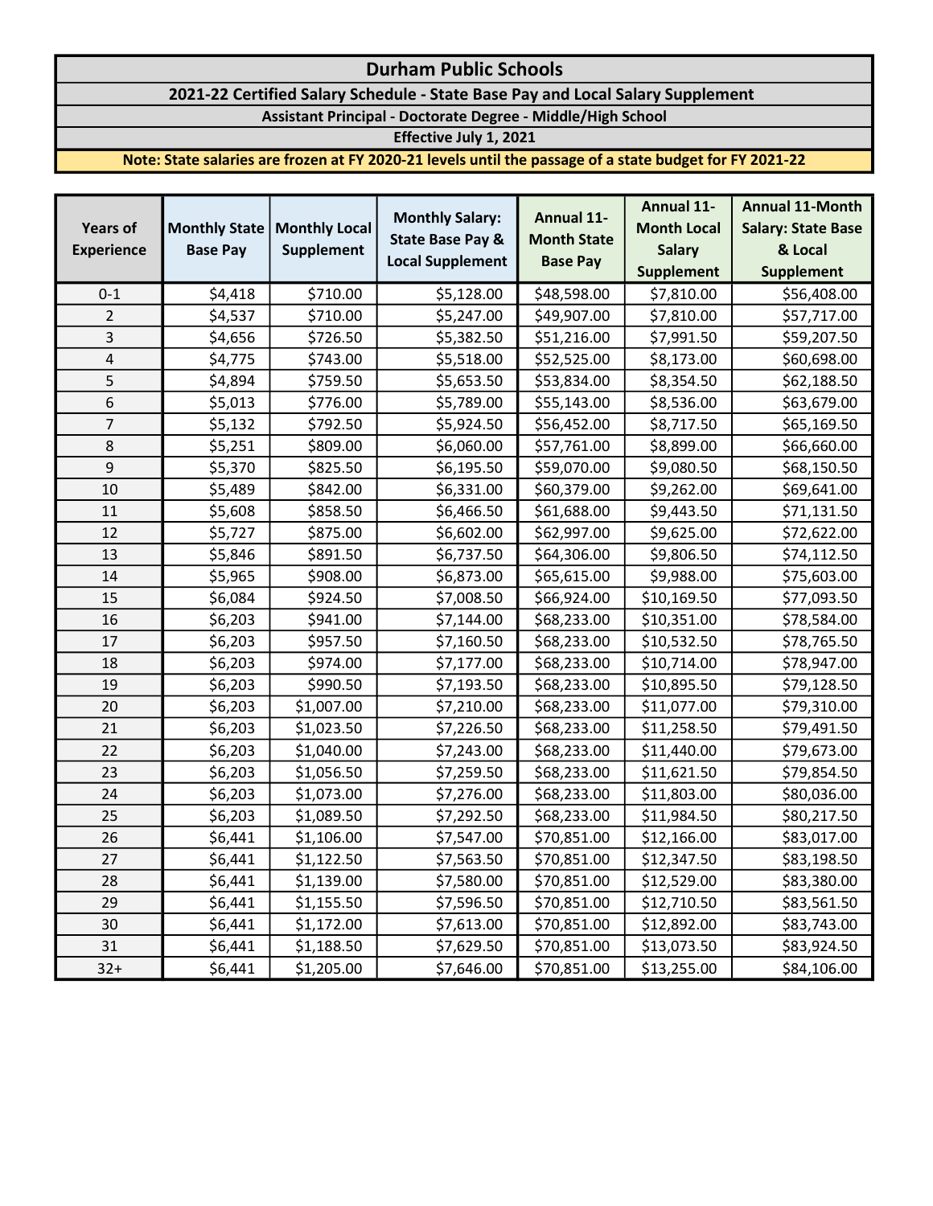# Durham Public Schools

## 2021-22 Certified Salary Schedule - State Base Pay and Local Salary Supplement

### Assistant Principal - Doctorate Degree - Middle/High School

**Effective July 1, 2021**

**Note: State salaries are frozen at FY 2020-21 levels until the passage of a state budget for FY 2021-22**

| Years of Experience | Monthly State Base Pay | Monthly Local Supplement | Monthly Salary: State Base Pay & Local Supplement | Annual 11-Month State Base Pay | Annual 11-Month Local Salary Supplement | Annual 11-Month Salary: State Base & Local Supplement |
|---|---|---|---|---|---|---|
| 0-1 | $4,418 | $710.00 | $5,128.00 | $48,598.00 | $7,810.00 | $56,408.00 |
| 2 | $4,537 | $710.00 | $5,247.00 | $49,907.00 | $7,810.00 | $57,717.00 |
| 3 | $4,656 | $726.50 | $5,382.50 | $51,216.00 | $7,991.50 | $59,207.50 |
| 4 | $4,775 | $743.00 | $5,518.00 | $52,525.00 | $8,173.00 | $60,698.00 |
| 5 | $4,894 | $759.50 | $5,653.50 | $53,834.00 | $8,354.50 | $62,188.50 |
| 6 | $5,013 | $776.00 | $5,789.00 | $55,143.00 | $8,536.00 | $63,679.00 |
| 7 | $5,132 | $792.50 | $5,924.50 | $56,452.00 | $8,717.50 | $65,169.50 |
| 8 | $5,251 | $809.00 | $6,060.00 | $57,761.00 | $8,899.00 | $66,660.00 |
| 9 | $5,370 | $825.50 | $6,195.50 | $59,070.00 | $9,080.50 | $68,150.50 |
| 10 | $5,489 | $842.00 | $6,331.00 | $60,379.00 | $9,262.00 | $69,641.00 |
| 11 | $5,608 | $858.50 | $6,466.50 | $61,688.00 | $9,443.50 | $71,131.50 |
| 12 | $5,727 | $875.00 | $6,602.00 | $62,997.00 | $9,625.00 | $72,622.00 |
| 13 | $5,846 | $891.50 | $6,737.50 | $64,306.00 | $9,806.50 | $74,112.50 |
| 14 | $5,965 | $908.00 | $6,873.00 | $65,615.00 | $9,988.00 | $75,603.00 |
| 15 | $6,084 | $924.50 | $7,008.50 | $66,924.00 | $10,169.50 | $77,093.50 |
| 16 | $6,203 | $941.00 | $7,144.00 | $68,233.00 | $10,351.00 | $78,584.00 |
| 17 | $6,203 | $957.50 | $7,160.50 | $68,233.00 | $10,532.50 | $78,765.50 |
| 18 | $6,203 | $974.00 | $7,177.00 | $68,233.00 | $10,714.00 | $78,947.00 |
| 19 | $6,203 | $990.50 | $7,193.50 | $68,233.00 | $10,895.50 | $79,128.50 |
| 20 | $6,203 | $1,007.00 | $7,210.00 | $68,233.00 | $11,077.00 | $79,310.00 |
| 21 | $6,203 | $1,023.50 | $7,226.50 | $68,233.00 | $11,258.50 | $79,491.50 |
| 22 | $6,203 | $1,040.00 | $7,243.00 | $68,233.00 | $11,440.00 | $79,673.00 |
| 23 | $6,203 | $1,056.50 | $7,259.50 | $68,233.00 | $11,621.50 | $79,854.50 |
| 24 | $6,203 | $1,073.00 | $7,276.00 | $68,233.00 | $11,803.00 | $80,036.00 |
| 25 | $6,203 | $1,089.50 | $7,292.50 | $68,233.00 | $11,984.50 | $80,217.50 |
| 26 | $6,441 | $1,106.00 | $7,547.00 | $70,851.00 | $12,166.00 | $83,017.00 |
| 27 | $6,441 | $1,122.50 | $7,563.50 | $70,851.00 | $12,347.50 | $83,198.50 |
| 28 | $6,441 | $1,139.00 | $7,580.00 | $70,851.00 | $12,529.00 | $83,380.00 |
| 29 | $6,441 | $1,155.50 | $7,596.50 | $70,851.00 | $12,710.50 | $83,561.50 |
| 30 | $6,441 | $1,172.00 | $7,613.00 | $70,851.00 | $12,892.00 | $83,743.00 |
| 31 | $6,441 | $1,188.50 | $7,629.50 | $70,851.00 | $13,073.50 | $83,924.50 |
| 32+ | $6,441 | $1,205.00 | $7,646.00 | $70,851.00 | $13,255.00 | $84,106.00 |